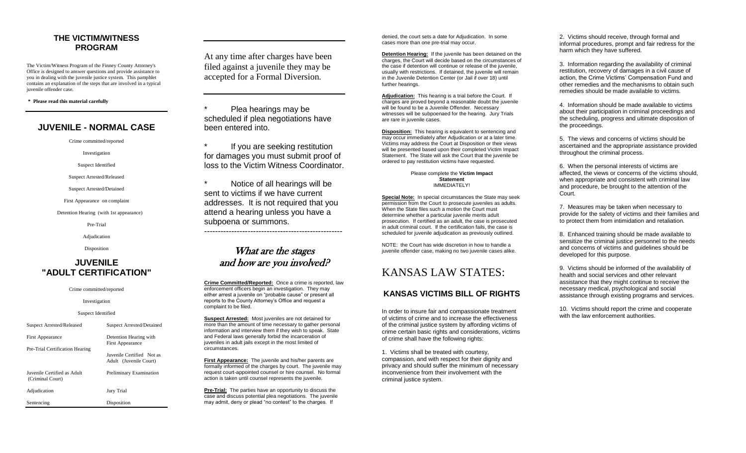## THE VICTIM/WITNESS PROGRAM

The Victim/Witness Program of the Finney County Attorney's Office is designed to answer questions and provide assistance to you in dealing with the juvenile justice system. This pamphlet contains an explanation of the steps that are involved in a typical juvenile offender case.

**\* Please read this material carefully**

## JUVENILE - NORMAL CASE

Crime committed/reported

Investigation

Suspect Identified

Suspect Arrested/Released

Suspect Arrested/Detained

First Appearance on complaint

Detention Hearing (with 1st appearance)

Pre-Trial

Adjudication

Disposition

## JUVENILE "ADULT CERTIFICATION"

Crime committed/reported

Investigation

Suspect Identified

| | |
|---|---|
| Suspect Arrested/Released | Suspect Arrested/Detained |
| First Appearance | Detention Hearing with First Appearance |
| Pre-Trial Certification Hearing | |
| | Juvenile Certified Not as Adult (Juvenile Court) |
| Juvenile Certified as Adult (Criminal Court) | Preliminary Examination |
| Adjudication | Jury Trial |
| Sentencing | Disposition |

At any time after charges have been filed against a juvenile they may be accepted for a Formal Diversion.

\* Plea hearings may be scheduled if plea negotiations have been entered into.

\* If you are seeking restitution for damages you must submit proof of loss to the Victim Witness Coordinator.

\* Notice of all hearings will be sent to victims if we have current addresses. It is not required that you attend a hearing unless you have a subpoena or summons.

---

## *What are the stages and how are you involved?*

**Crime Committed/Reported:** Once a crime is reported, law enforcement officers begin an investigation. They may either arrest a juvenile on "probable cause" or present all reports to the County Attorney's Office and request a complaint to be filed.

**Suspect Arrested:** Most juveniles are not detained for more than the amount of time necessary to gather personal information and interview them if they wish to speak. State and Federal laws generally forbid the incarceration of juveniles in adult jails except in the most limited of circumstances.

**First Appearance:** The juvenile and his/her parents are formally informed of the charges by court. The juvenile may request court-appointed counsel or hire counsel. No formal action is taken until counsel represents the juvenile.

**Pre-Trial:** The parties have an opportunity to discuss the case and discuss potential plea negotiations. The juvenile may admit, deny or plead "no contest" to the charges. If denied, the court sets a date for Adjudication. In some cases more than one pre-trial may occur.

**Detention Hearing:** If the juvenile has been detained on the charges, the Court will decide based on the circumstances of the case if detention will continue or release of the juvenile, usually with restrictions. If detained, the juvenile will remain in the Juvenile Detention Center (or Jail if over 18) until further hearings.

**Adjudication:** This hearing is a trial before the Court. If charges are proved beyond a reasonable doubt the juvenile will be found to be a Juvenile Offender. Necessary witnesses will be subpoenaed for the hearing. Jury Trials are rare in juvenile cases.

**Disposition:** This hearing is equivalent to sentencing and may occur immediately after Adjudication or at a later time. Victims may address the Court at Disposition or their views will be presented based upon their completed Victim Impact Statement. The State will ask the Court that the juvenile be ordered to pay restitution victims have requested.

Please complete the **Victim Impact Statement** IMMEDIATELY!

**Special Note:** In special circumstances the State may seek permission from the Court to prosecute juveniles as adults. When the State files such a motion the Court must determine whether a particular juvenile merits adult prosecution. If certified as an adult, the case is prosecuted in adult criminal court. If the certification fails, the case is scheduled for juvenile adjudication as previously outlined.

NOTE: the Court has wide discretion in how to handle a juvenile offender case, making no two juvenile cases alike.

# KANSAS LAW STATES:

## KANSAS VICTIMS BILL OF RIGHTS

In order to insure fair and compassionate treatment of victims of crime and to increase the effectiveness of the criminal justice system by affording victims of crime certain basic rights and considerations, victims of crime shall have the following rights:

1. Victims shall be treated with courtesy, compassion, and with respect for their dignity and privacy and should suffer the minimum of necessary inconvenience from their involvement with the criminal justice system.

2. Victims should receive, through formal and informal procedures, prompt and fair redress for the harm which they have suffered.

3. Information regarding the availability of criminal restitution, recovery of damages in a civil cause of action, the Crime Victims' Compensation Fund and other remedies and the mechanisms to obtain such remedies should be made available to victims.

4. Information should be made available to victims about their participation in criminal proceedings and the scheduling, progress and ultimate disposition of the proceedings.

5. The views and concerns of victims should be ascertained and the appropriate assistance provided throughout the criminal process.

6. When the personal interests of victims are affected, the views or concerns of the victims should, when appropriate and consistent with criminal law and procedure, be brought to the attention of the Court.

7. Measures may be taken when necessary to provide for the safety of victims and their families and to protect them from intimidation and retaliation.

8. Enhanced training should be made available to sensitize the criminal justice personnel to the needs and concerns of victims and guidelines should be developed for this purpose.

9. Victims should be informed of the availability of health and social services and other relevant assistance that they might continue to receive the necessary medical, psychological and social assistance through existing programs and services.

10. Victims should report the crime and cooperate with the law enforcement authorities.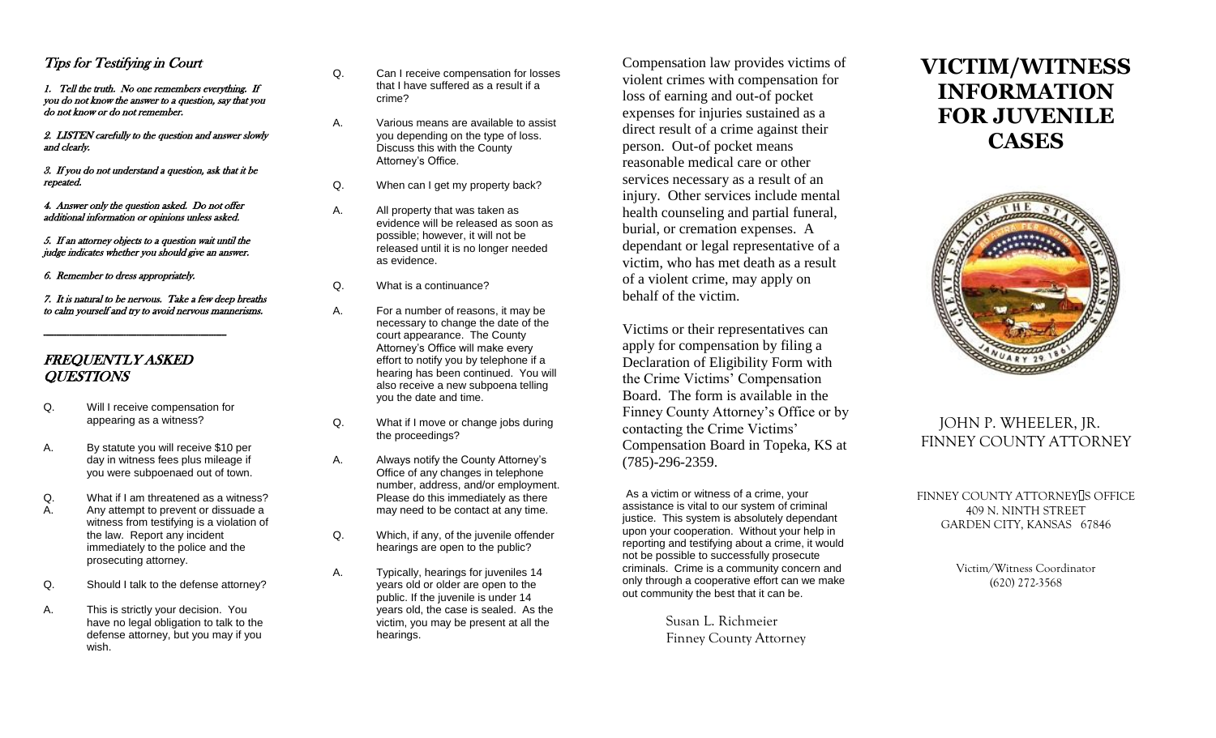## Tips for Testifying in Court

*1. Tell the truth. No one remembers everything. If you do not know the answer to a question, say that you do not know or do not remember.*

*2. LISTEN carefully to the question and answer slowly and clearly.*

*3. If you do not understand a question, ask that it be repeated.*

*4. Answer only the question asked. Do not offer additional information or opinions unless asked.*

*5. If an attorney objects to a question wait until the judge indicates whether you should give an answer.*

*6. Remember to dress appropriately.*

*7. It is natural to be nervous. Take a few deep breaths to calm yourself and try to avoid nervous mannerisms.*

---

## FREQUENTLY ASKED QUESTIONS

Q. Will I receive compensation for appearing as a witness?

A. By statute you will receive $10 per day in witness fees plus mileage if you were subpoenaed out of town.

Q. What if I am threatened as a witness?

A. Any attempt to prevent or dissuade a witness from testifying is a violation of the law. Report any incident immediately to the police and the prosecuting attorney.

Q. Should I talk to the defense attorney?

A. This is strictly your decision. You have no legal obligation to talk to the defense attorney, but you may if you wish.

Q. Can I receive compensation for losses that I have suffered as a result if a crime?

A. Various means are available to assist you depending on the type of loss. Discuss this with the County Attorney's Office.

Q. When can I get my property back?

A. All property that was taken as evidence will be released as soon as possible; however, it will not be released until it is no longer needed as evidence.

Q. What is a continuance?

A. For a number of reasons, it may be necessary to change the date of the court appearance. The County Attorney's Office will make every effort to notify you by telephone if a hearing has been continued. You will also receive a new subpoena telling you the date and time.

Q. What if I move or change jobs during the proceedings?

A. Always notify the County Attorney's Office of any changes in telephone number, address, and/or employment. Please do this immediately as there may need to be contact at any time.

Q. Which, if any, of the juvenile offender hearings are open to the public?

A. Typically, hearings for juveniles 14 years old or older are open to the public. If the juvenile is under 14 years old, the case is sealed. As the victim, you may be present at all the hearings.

Compensation law provides victims of violent crimes with compensation for loss of earning and out-of pocket expenses for injuries sustained as a direct result of a crime against their person. Out-of pocket means reasonable medical care or other services necessary as a result of an injury. Other services include mental health counseling and partial funeral, burial, or cremation expenses. A dependant or legal representative of a victim, who has met death as a result of a violent crime, may apply on behalf of the victim.

Victims or their representatives can apply for compensation by filing a Declaration of Eligibility Form with the Crime Victims' Compensation Board. The form is available in the Finney County Attorney's Office or by contacting the Crime Victims' Compensation Board in Topeka, KS at (785)-296-2359.

As a victim or witness of a crime, your assistance is vital to our system of criminal justice. This system is absolutely dependant upon your cooperation. Without your help in reporting and testifying about a crime, it would not be possible to successfully prosecute criminals. Crime is a community concern and only through a cooperative effort can we make out community the best that it can be.

Susan L. Richmeier
Finney County Attorney

# VICTIM/WITNESS INFORMATION FOR JUVENILE CASES

JOHN P. WHEELER, JR.
FINNEY COUNTY ATTORNEY

FINNEY COUNTY ATTORNEY'S OFFICE
409 N. NINTH STREET
GARDEN CITY, KANSAS 67846

Victim/Witness Coordinator
(620) 272-3568